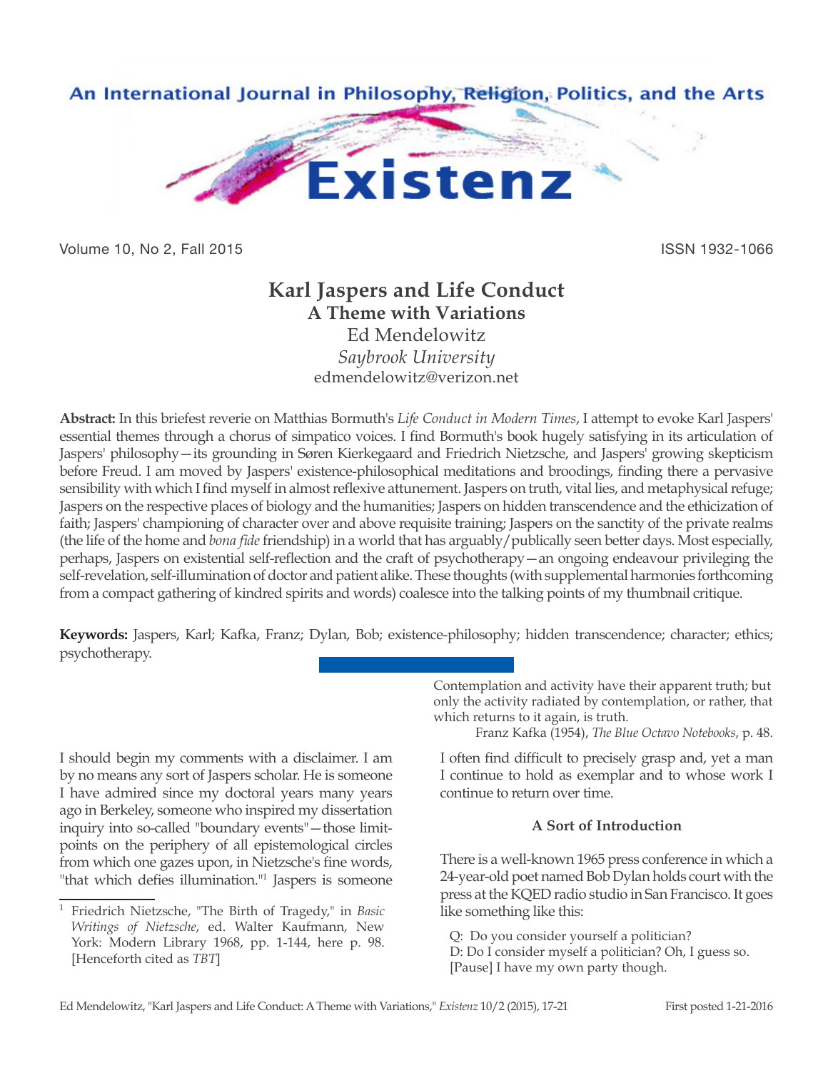# Karl Jaspers and Life Conduct

## A Theme with Variations

Ed Mendelowitz

*Saybrook University*

edmendelowitz@verizon.net

**Abstract:** In this briefest reverie on Matthias Bormuth's *Life Conduct in Modern Times*, I attempt to evoke Karl Jaspers' essential themes through a chorus of simpatico voices. I find Bormuth's book hugely satisfying in its articulation of Jaspers' philosophy—its grounding in Søren Kierkegaard and Friedrich Nietzsche, and Jaspers' growing skepticism before Freud. I am moved by Jaspers' existence-philosophical meditations and broodings, finding there a pervasive sensibility with which I find myself in almost reflexive attunement. Jaspers on truth, vital lies, and metaphysical refuge; Jaspers on the respective places of biology and the humanities; Jaspers on hidden transcendence and the ethicization of faith; Jaspers' championing of character over and above requisite training; Jaspers on the sanctity of the private realms (the life of the home and *bona fide* friendship) in a world that has arguably/publically seen better days. Most especially, perhaps, Jaspers on existential self-reflection and the craft of psychotherapy—an ongoing endeavour privileging the self-revelation, self-illumination of doctor and patient alike. These thoughts (with supplemental harmonies forthcoming from a compact gathering of kindred spirits and words) coalesce into the talking points of my thumbnail critique.

**Keywords:** Jaspers, Karl; Kafka, Franz; Dylan, Bob; existence-philosophy; hidden transcendence; character; ethics; psychotherapy.

> Contemplation and activity have their apparent truth; but only the activity radiated by contemplation, or rather, that which returns to it again, is truth.
>
> Franz Kafka (1954), *The Blue Octavo Notebooks*, p. 48.

I should begin my comments with a disclaimer. I am by no means any sort of Jaspers scholar. He is someone I have admired since my doctoral years many years ago in Berkeley, someone who inspired my dissertation inquiry into so-called "boundary events"—those limit-points on the periphery of all epistemological circles from which one gazes upon, in Nietzsche's fine words, "that which defies illumination."[1] Jaspers is someone I often find difficult to precisely grasp and, yet a man I continue to hold as exemplar and to whose work I continue to return over time.

### A Sort of Introduction

There is a well-known 1965 press conference in which a 24-year-old poet named Bob Dylan holds court with the press at the KQED radio studio in San Francisco. It goes like something like this:

> Q: Do you consider yourself a politician?
> D: Do I consider myself a politician? Oh, I guess so. [Pause] I have my own party though.

[1] Friedrich Nietzsche, "The Birth of Tragedy," in *Basic Writings of Nietzsche*, ed. Walter Kaufmann, New York: Modern Library 1968, pp. 1-144, here p. 98. [Henceforth cited as *TBT*]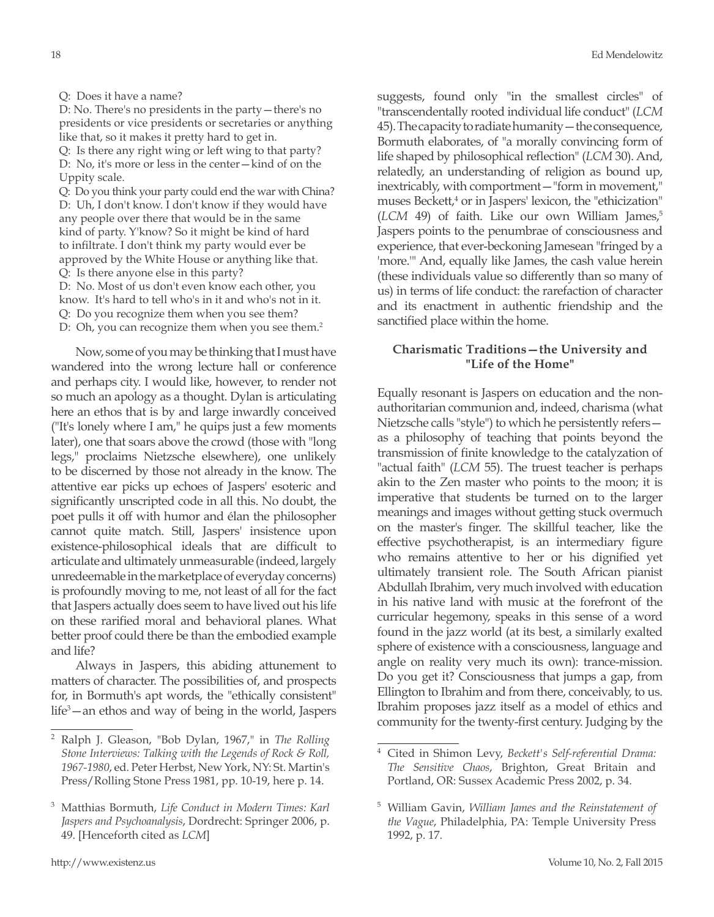Q: Does it have a name?
D: No. There's no presidents in the party—there's no presidents or vice presidents or secretaries or anything like that, so it makes it pretty hard to get in.
Q: Is there any right wing or left wing to that party?
D: No, it's more or less in the center—kind of on the Uppity scale.
Q: Do you think your party could end the war with China?
D: Uh, I don't know. I don't know if they would have any people over there that would be in the same kind of party. Y'know? So it might be kind of hard to infiltrate. I don't think my party would ever be approved by the White House or anything like that.
Q: Is there anyone else in this party?
D: No. Most of us don't even know each other, you know. It's hard to tell who's in it and who's not in it.
Q: Do you recognize them when you see them?
D: Oh, you can recognize them when you see them.[2]

Now, some of you may be thinking that I must have wandered into the wrong lecture hall or conference and perhaps city. I would like, however, to render not so much an apology as a thought. Dylan is articulating here an ethos that is by and large inwardly conceived ("It's lonely where I am," he quips just a few moments later), one that soars above the crowd (those with "long legs," proclaims Nietzsche elsewhere), one unlikely to be discerned by those not already in the know. The attentive ear picks up echoes of Jaspers' esoteric and significantly unscripted code in all this. No doubt, the poet pulls it off with humor and élan the philosopher cannot quite match. Still, Jaspers' insistence upon existence-philosophical ideals that are difficult to articulate and ultimately unmeasurable (indeed, largely unredeemable in the marketplace of everyday concerns) is profoundly moving to me, not least of all for the fact that Jaspers actually does seem to have lived out his life on these rarified moral and behavioral planes. What better proof could there be than the embodied example and life?

Always in Jaspers, this abiding attunement to matters of character. The possibilities of, and prospects for, in Bormuth's apt words, the "ethically consistent" life[3]—an ethos and way of being in the world, Jaspers suggests, found only "in the smallest circles" of "transcendentally rooted individual life conduct" (*LCM* 45). The capacity to radiate humanity—the consequence, Bormuth elaborates, of "a morally convincing form of life shaped by philosophical reflection" (*LCM* 30). And, relatedly, an understanding of religion as bound up, inextricably, with comportment—"form in movement," muses Beckett,[4] or in Jaspers' lexicon, the "ethicization" (*LCM* 49) of faith. Like our own William James,[5] Jaspers points to the penumbrae of consciousness and experience, that ever-beckoning Jamesean "fringed by a 'more.'" And, equally like James, the cash value herein (these individuals value so differently than so many of us) in terms of life conduct: the rarefaction of character and its enactment in authentic friendship and the sanctified place within the home.

### Charismatic Traditions—the University and "Life of the Home"

Equally resonant is Jaspers on education and the non-authoritarian communion and, indeed, charisma (what Nietzsche calls "style") to which he persistently refers—as a philosophy of teaching that points beyond the transmission of finite knowledge to the catalyzation of "actual faith" (*LCM* 55). The truest teacher is perhaps akin to the Zen master who points to the moon; it is imperative that students be turned on to the larger meanings and images without getting stuck overmuch on the master's finger. The skillful teacher, like the effective psychotherapist, is an intermediary figure who remains attentive to her or his dignified yet ultimately transient role. The South African pianist Abdullah Ibrahim, very much involved with education in his native land with music at the forefront of the curricular hegemony, speaks in this sense of a word found in the jazz world (at its best, a similarly exalted sphere of existence with a consciousness, language and angle on reality very much its own): trance-mission. Do you get it? Consciousness that jumps a gap, from Ellington to Ibrahim and from there, conceivably, to us. Ibrahim proposes jazz itself as a model of ethics and community for the twenty-first century. Judging by the

---

[2] Ralph J. Gleason, "Bob Dylan, 1967," in *The Rolling Stone Interviews: Talking with the Legends of Rock & Roll, 1967-1980*, ed. Peter Herbst, New York, NY: St. Martin's Press/Rolling Stone Press 1981, pp. 10-19, here p. 14.

[3] Matthias Bormuth, *Life Conduct in Modern Times: Karl Jaspers and Psychoanalysis*, Dordrecht: Springer 2006, p. 49. [Henceforth cited as *LCM*]

[4] Cited in Shimon Levy, *Beckett's Self-referential Drama: The Sensitive Chaos*, Brighton, Great Britain and Portland, OR: Sussex Academic Press 2002, p. 34.

[5] William Gavin, *William James and the Reinstatement of the Vague*, Philadelphia, PA: Temple University Press 1992, p. 17.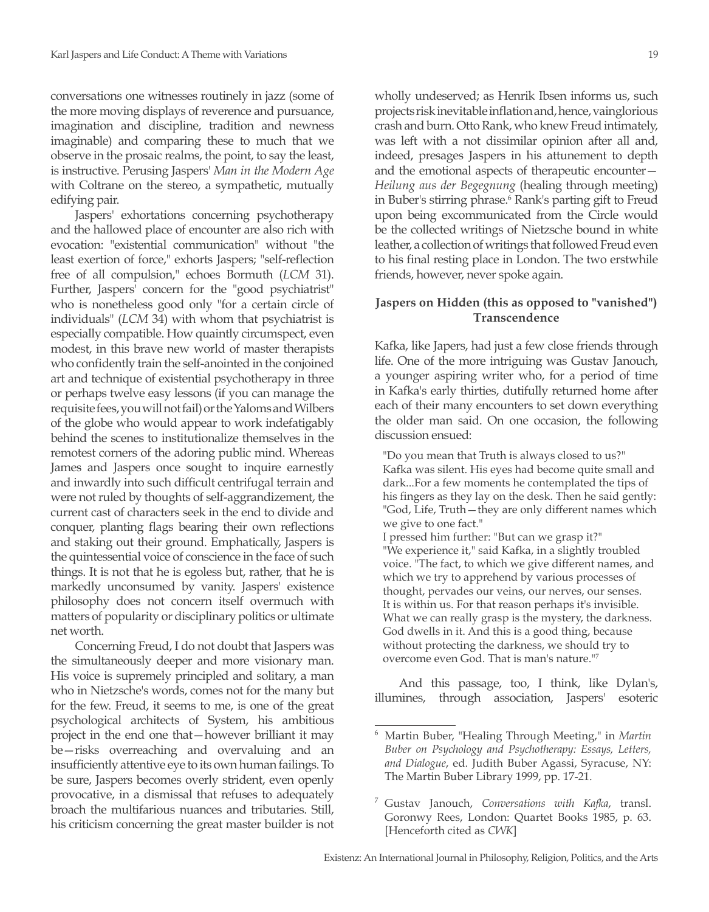conversations one witnesses routinely in jazz (some of the more moving displays of reverence and pursuance, imagination and discipline, tradition and newness imaginable) and comparing these to much that we observe in the prosaic realms, the point, to say the least, is instructive. Perusing Jaspers' *Man in the Modern Age* with Coltrane on the stereo, a sympathetic, mutually edifying pair.

Jaspers' exhortations concerning psychotherapy and the hallowed place of encounter are also rich with evocation: "existential communication" without "the least exertion of force," exhorts Jaspers; "self-reflection free of all compulsion," echoes Bormuth (*LCM* 31). Further, Jaspers' concern for the "good psychiatrist" who is nonetheless good only "for a certain circle of individuals" (*LCM* 34) with whom that psychiatrist is especially compatible. How quaintly circumspect, even modest, in this brave new world of master therapists who confidently train the self-anointed in the conjoined art and technique of existential psychotherapy in three or perhaps twelve easy lessons (if you can manage the requisite fees, you will not fail) or the Yaloms and Wilbers of the globe who would appear to work indefatigably behind the scenes to institutionalize themselves in the remotest corners of the adoring public mind. Whereas James and Jaspers once sought to inquire earnestly and inwardly into such difficult centrifugal terrain and were not ruled by thoughts of self-aggrandizement, the current cast of characters seek in the end to divide and conquer, planting flags bearing their own reflections and staking out their ground. Emphatically, Jaspers is the quintessential voice of conscience in the face of such things. It is not that he is egoless but, rather, that he is markedly unconsumed by vanity. Jaspers' existence philosophy does not concern itself overmuch with matters of popularity or disciplinary politics or ultimate net worth.

Concerning Freud, I do not doubt that Jaspers was the simultaneously deeper and more visionary man. His voice is supremely principled and solitary, a man who in Nietzsche's words, comes not for the many but for the few. Freud, it seems to me, is one of the great psychological architects of System, his ambitious project in the end one that—however brilliant it may be—risks overreaching and overvaluing and an insufficiently attentive eye to its own human failings. To be sure, Jaspers becomes overly strident, even openly provocative, in a dismissal that refuses to adequately broach the multifarious nuances and tributaries. Still, his criticism concerning the great master builder is not wholly undeserved; as Henrik Ibsen informs us, such projects risk inevitable inflation and, hence, vainglorious crash and burn. Otto Rank, who knew Freud intimately, was left with a not dissimilar opinion after all and, indeed, presages Jaspers in his attunement to depth and the emotional aspects of therapeutic encounter—*Heilung aus der Begegnung* (healing through meeting) in Buber's stirring phrase.[6] Rank's parting gift to Freud upon being excommunicated from the Circle would be the collected writings of Nietzsche bound in white leather, a collection of writings that followed Freud even to his final resting place in London. The two erstwhile friends, however, never spoke again.

### Jaspers on Hidden (this as opposed to "vanished") Transcendence

Kafka, like Japers, had just a few close friends through life. One of the more intriguing was Gustav Janouch, a younger aspiring writer who, for a period of time in Kafka's early thirties, dutifully returned home after each of their many encounters to set down everything the older man said. On one occasion, the following discussion ensued:

> "Do you mean that Truth is always closed to us?" Kafka was silent. His eyes had become quite small and dark...For a few moments he contemplated the tips of his fingers as they lay on the desk. Then he said gently: "God, Life, Truth—they are only different names which we give to one fact."
> I pressed him further: "But can we grasp it?"
> "We experience it," said Kafka, in a slightly troubled voice. "The fact, to which we give different names, and which we try to apprehend by various processes of thought, pervades our veins, our nerves, our senses. It is within us. For that reason perhaps it's invisible. What we can really grasp is the mystery, the darkness. God dwells in it. And this is a good thing, because without protecting the darkness, we should try to overcome even God. That is man's nature."[7]

And this passage, too, I think, like Dylan's, illumines, through association, Jaspers' esoteric

---

[6] Martin Buber, "Healing Through Meeting," in *Martin Buber on Psychology and Psychotherapy: Essays, Letters, and Dialogue*, ed. Judith Buber Agassi, Syracuse, NY: The Martin Buber Library 1999, pp. 17-21.

[7] Gustav Janouch, *Conversations with Kafka*, transl. Goronwy Rees, London: Quartet Books 1985, p. 63. [Henceforth cited as *CWK*]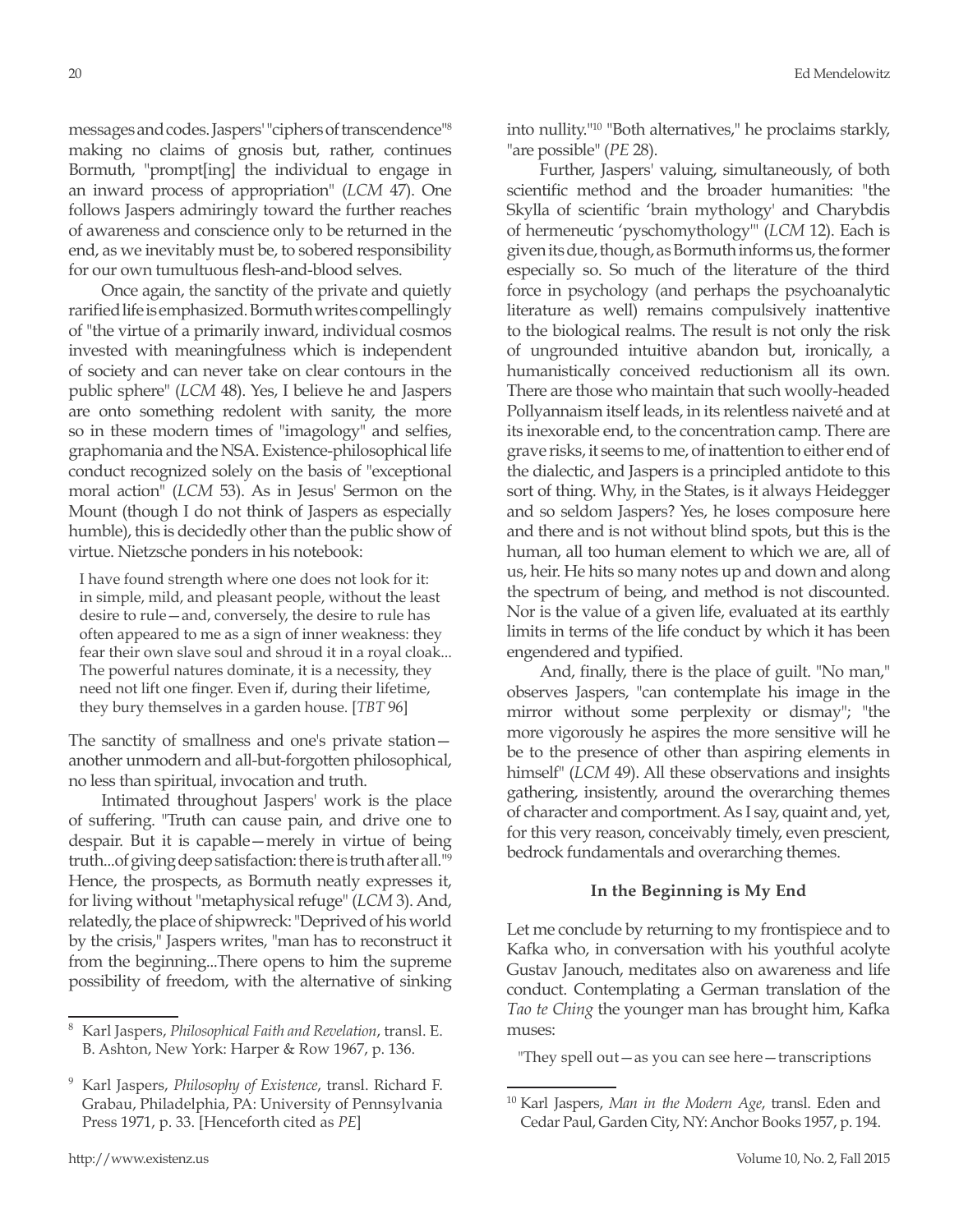messages and codes. Jaspers' "ciphers of transcendence"[8] making no claims of gnosis but, rather, continues Bormuth, "prompt[ing] the individual to engage in an inward process of appropriation" (*LCM* 47). One follows Jaspers admiringly toward the further reaches of awareness and conscience only to be returned in the end, as we inevitably must be, to sobered responsibility for our own tumultuous flesh-and-blood selves.

Once again, the sanctity of the private and quietly rarified life is emphasized. Bormuth writes compellingly of "the virtue of a primarily inward, individual cosmos invested with meaningfulness which is independent of society and can never take on clear contours in the public sphere" (*LCM* 48). Yes, I believe he and Jaspers are onto something redolent with sanity, the more so in these modern times of "imagology" and selfies, graphomania and the NSA. Existence-philosophical life conduct recognized solely on the basis of "exceptional moral action" (*LCM* 53). As in Jesus' Sermon on the Mount (though I do not think of Jaspers as especially humble), this is decidedly other than the public show of virtue. Nietzsche ponders in his notebook:

> I have found strength where one does not look for it: in simple, mild, and pleasant people, without the least desire to rule—and, conversely, the desire to rule has often appeared to me as a sign of inner weakness: they fear their own slave soul and shroud it in a royal cloak... The powerful natures dominate, it is a necessity, they need not lift one finger. Even if, during their lifetime, they bury themselves in a garden house. [*TBT* 96]

The sanctity of smallness and one's private station—another unmodern and all-but-forgotten philosophical, no less than spiritual, invocation and truth.

Intimated throughout Jaspers' work is the place of suffering. "Truth can cause pain, and drive one to despair. But it is capable—merely in virtue of being truth...of giving deep satisfaction: there is truth after all."[9] Hence, the prospects, as Bormuth neatly expresses it, for living without "metaphysical refuge" (*LCM* 3). And, relatedly, the place of shipwreck: "Deprived of his world by the crisis," Jaspers writes, "man has to reconstruct it from the beginning...There opens to him the supreme possibility of freedom, with the alternative of sinking into nullity."[10] "Both alternatives," he proclaims starkly, "are possible" (*PE* 28).

Further, Jaspers' valuing, simultaneously, of both scientific method and the broader humanities: "the Skylla of scientific 'brain mythology' and Charybdis of hermeneutic 'pyschomythology'" (*LCM* 12). Each is given its due, though, as Bormuth informs us, the former especially so. So much of the literature of the third force in psychology (and perhaps the psychoanalytic literature as well) remains compulsively inattentive to the biological realms. The result is not only the risk of ungrounded intuitive abandon but, ironically, a humanistically conceived reductionism all its own. There are those who maintain that such woolly-headed Pollyannaism itself leads, in its relentless naiveté and at its inexorable end, to the concentration camp. There are grave risks, it seems to me, of inattention to either end of the dialectic, and Jaspers is a principled antidote to this sort of thing. Why, in the States, is it always Heidegger and so seldom Jaspers? Yes, he loses composure here and there and is not without blind spots, but this is the human, all too human element to which we are, all of us, heir. He hits so many notes up and down and along the spectrum of being, and method is not discounted. Nor is the value of a given life, evaluated at its earthly limits in terms of the life conduct by which it has been engendered and typified.

And, finally, there is the place of guilt. "No man," observes Jaspers, "can contemplate his image in the mirror without some perplexity or dismay"; "the more vigorously he aspires the more sensitive will he be to the presence of other than aspiring elements in himself" (*LCM* 49). All these observations and insights gathering, insistently, around the overarching themes of character and comportment. As I say, quaint and, yet, for this very reason, conceivably timely, even prescient, bedrock fundamentals and overarching themes.

## In the Beginning is My End

Let me conclude by returning to my frontispiece and to Kafka who, in conversation with his youthful acolyte Gustav Janouch, meditates also on awareness and life conduct. Contemplating a German translation of the *Tao te Ching* the younger man has brought him, Kafka muses:

> "They spell out—as you can see here—transcriptions

---

[8] Karl Jaspers, *Philosophical Faith and Revelation*, transl. E. B. Ashton, New York: Harper & Row 1967, p. 136.

[9] Karl Jaspers, *Philosophy of Existence*, transl. Richard F. Grabau, Philadelphia, PA: University of Pennsylvania Press 1971, p. 33. [Henceforth cited as *PE*]

[10] Karl Jaspers, *Man in the Modern Age*, transl. Eden and Cedar Paul, Garden City, NY: Anchor Books 1957, p. 194.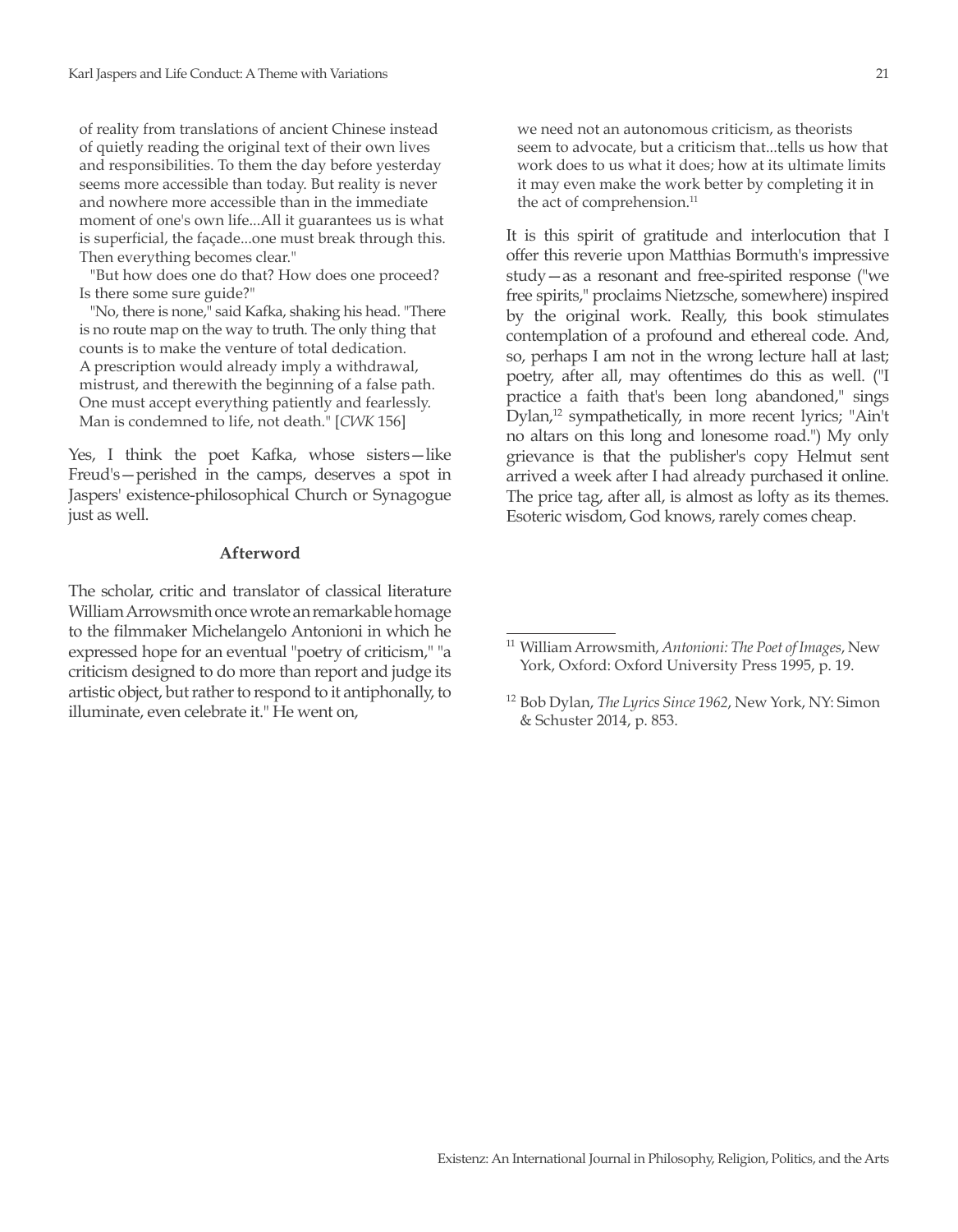of reality from translations of ancient Chinese instead of quietly reading the original text of their own lives and responsibilities. To them the day before yesterday seems more accessible than today. But reality is never and nowhere more accessible than in the immediate moment of one's own life...All it guarantees us is what is superficial, the façade...one must break through this. Then everything becomes clear."

"But how does one do that? How does one proceed? Is there some sure guide?"

"No, there is none," said Kafka, shaking his head. "There is no route map on the way to truth. The only thing that counts is to make the venture of total dedication. A prescription would already imply a withdrawal, mistrust, and therewith the beginning of a false path. One must accept everything patiently and fearlessly. Man is condemned to life, not death." [*CWK* 156]

Yes, I think the poet Kafka, whose sisters—like Freud's—perished in the camps, deserves a spot in Jaspers' existence-philosophical Church or Synagogue just as well.

## Afterword

The scholar, critic and translator of classical literature William Arrowsmith once wrote an remarkable homage to the filmmaker Michelangelo Antonioni in which he expressed hope for an eventual "poetry of criticism," "a criticism designed to do more than report and judge its artistic object, but rather to respond to it antiphonally, to illuminate, even celebrate it." He went on,

> we need not an autonomous criticism, as theorists seem to advocate, but a criticism that...tells us how that work does to us what it does; how at its ultimate limits it may even make the work better by completing it in the act of comprehension.[11]

It is this spirit of gratitude and interlocution that I offer this reverie upon Matthias Bormuth's impressive study—as a resonant and free-spirited response ("we free spirits," proclaims Nietzsche, somewhere) inspired by the original work. Really, this book stimulates contemplation of a profound and ethereal code. And, so, perhaps I am not in the wrong lecture hall at last; poetry, after all, may oftentimes do this as well. ("I practice a faith that's been long abandoned," sings Dylan,[12] sympathetically, in more recent lyrics; "Ain't no altars on this long and lonesome road.") My only grievance is that the publisher's copy Helmut sent arrived a week after I had already purchased it online. The price tag, after all, is almost as lofty as its themes. Esoteric wisdom, God knows, rarely comes cheap.

---

[11] William Arrowsmith, *Antonioni: The Poet of Images*, New York, Oxford: Oxford University Press 1995, p. 19.

[12] Bob Dylan, *The Lyrics Since 1962*, New York, NY: Simon & Schuster 2014, p. 853.